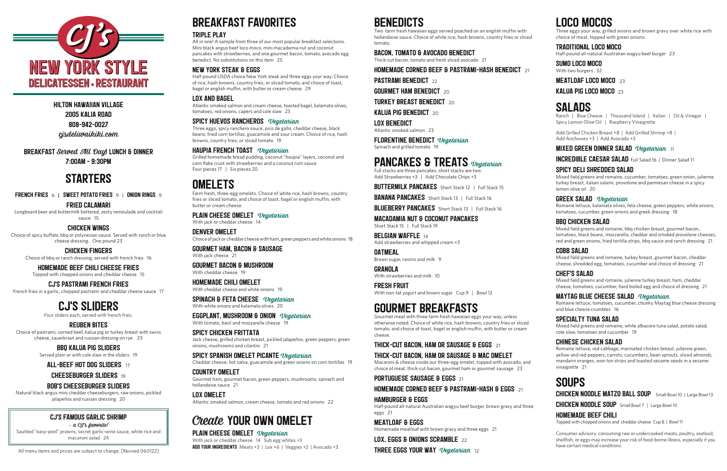# CJ's NEW YORK STYLE DELICATESSEN • RESTAURANT

**HILTON HAWAIIAN VILLAGE**
**2005 KALIA ROAD**
**808-942-0027**
*cjsdeliwaikiki.com*

**BREAKFAST *Served All Day!* LUNCH & DINNER**
**7:00AM - 9:30PM**

## STARTERS

**FRENCH FRIES** 6 | **SWEET POTATO FRIES** 9 | **ONION RINGS** 9

### FRIED CALAMARI
Longboard beer and buttermilk battered, zesty remoulade and cocktail sauce 15

### CHICKEN WINGS
Choice of spicy buffalo, bbq or polynesian sauce. Served with ranch or blue cheese dressing. One pound 23

### CHICKEN FINGERS
Choice of bbq or ranch dressing, served with french fries 16

### HOMEMADE BEEF CHILI CHEESE FRIES
Topped with chopped onions and cheddar cheese 15

### CJ'S PASTRAMI FRENCH FRIES
French fries in a garlic, chopped pastrami and cheddar cheese sauce 17

## CJ'S SLIDERS
Four sliders each, served with french fries.

### REUBEN BITES
Choice of pastrami, corned beef, kalua pig or turkey breast with swiss cheese, sauerkraut and russian dressing on rye 23

### BBQ KALUA PIG SLIDERS
Served plain or with cole slaw in the sliders 19

### ALL-BEEF HOT DOG SLIDERS 17

### CHEESEBURGER SLIDERS 19

### BOB'S CHEESEBURGER SLIDERS
Natural black angus mini cheddar cheeseburgers, raw onions, pickled jalapeños and russian dressing 20

### CJ'S FAMOUS GARLIC SHRIMP
*- a CJ's favorite!*
Sautéed "easy-peel" prawns, secret garlic-wine sauce, white rice and macaroni salad 24

All menu items and prices are subject to change. [Revised 060122]

## BREAKFAST FAVORITES

### TRIPLE PLAY
All in one! A sample from three of our most popular breakfast selections. Mini black angus beef loco moco, mini macadamia nut and coconut pancakes with strawberries, and one gourmet bacon, tomato, avocado egg benedict. No substitutions on this item 25

### NEW YORK STEAK & EGGS
Half-pound USDA choice New York steak and three eggs your way. Choice of rice, hash browns, country fries, or sliced tomato, and choice of toast, bagel or english muffin, with butter or cream cheese 29

### LOX AND BAGEL
Atlantic smoked salmon and cream cheese, toasted bagel, kalamata olives, tomatoes, red onions, capers and cole slaw 23

### SPICY HUEVOS RANCHEROS *Vegetarian*
Three eggs, spicy ranchero sauce, pico de gallo, cheddar cheese, black beans, fried corn tortillas, guacamole and sour cream. Choice of rice, hash browns, country fries, or sliced tomato 19

### HAUPIA FRENCH TOAST *Vegetarian*
Grilled homemade bread pudding, coconut "haupia" layers, coconut and corn flake crust with strawberries and a coconut rum sauce
Four pieces 17 | Six pieces 20

## OMELETS
Farm fresh, three-egg omelets. Choice of white rice, hash browns, country fries or sliced tomato, and choice of toast, bagel or english muffin, with butter or cream cheese.

### PLAIN CHEESE OMELET *Vegetarian*
With jack or cheddar cheese 14

### DENVER OMELET
Choice of jack or cheddar cheese with ham, green peppers and white onions 18

### GOURMET HAM, BACON & SAUSAGE
With jack cheese 21

### GOURMET BACON & MUSHROOM
With cheddar cheese 19

### HOMEMADE CHILI OMELET
With cheddar cheese and white onions 19

### SPINACH & FETA CHEESE *Vegetarian*
With white onions and kalamata olives 20

### EGGPLANT, MUSHROOM & ONION *Vegetarian*
With tomato, basil and mozzarella cheese 19

### SPICY CHICKEN FRITTATA
Jack cheese, grilled chicken breast, pickled jalapeños, green peppers, green onions, mushrooms and cilantro 21

### SPICY SPANISH OMELET PICANTE *Vegetarian*
Cheddar cheese, hot salsa, guacamole and green onions on corn tortillas 19

### COUNTRY OMELET
Gourmet ham, gourmet bacon, green peppers, mushrooms, spinach and hollandaise sauce 21

### LOX OMELET
Atlantic smoked salmon, cream cheese, tomato and red onions 22

## *Create* YOUR OWN OMELET

### PLAIN CHEESE OMELET *Vegetarian*
With jack or cheddar cheese 14 Sub egg whites +3
**ADD YOUR INGREDIENTS** Meats +3 | Lox +6 | Veggies +2 | Avocado +3

## BENEDICTS
Two farm fresh hawaiian eggs served poached on an english muffin with hollandaise sauce. Choice of white rice, hash browns, country fries or sliced tomato.

### BACON, TOMATO & AVOCADO BENEDICT
Thick-cut bacon, tomato and fresh sliced avocado 21

### HOMEMADE CORNED BEEF & PASTRAMI-HASH BENEDICT 21

### PASTRAMI BENEDICT 22

### GOURMET HAM BENEDICT 20

### TURKEY BREAST BENEDICT 20

### KALUA PIG BENEDICT 20

### LOX BENEDICT
Atlantic smoked salmon 23

### FLORENTINE BENEDICT *Vegetarian*
Spinach and grilled tomato 19

## PANCAKES & TREATS *Vegetarian*
Full stacks are three pancakes, short stacks are two.
Add Strawberries +3 | Add Chocolate Chips +3

### BUTTERMILK PANCAKES Short Stack 12 | Full Stack 15

### BANANA PANCAKES Short Stack 13 | Full Stack 16

### BLUEBERRY PANCAKES Short Stack 13 | Full Stack 16

### MACADAMIA NUT & COCONUT PANCAKES
Short Stack 15 | Full Stack 19

### BELGIAN WAFFLE 14
Add strawberries and whipped cream +3

### OATMEAL
Brown sugar, raisins and milk 9

### GRANOLA
With strawberries and milk 10

### FRESH FRUIT
With non-fat yogurt and brown sugar Cup 9 | Bowl 12

## GOURMET BREAKFASTS
Gourmet meat with three farm fresh hawaiian eggs your way, unless otherwise noted. Choice of white rice, hash browns, country fries or sliced tomato, and choice of toast, bagel or english muffin, with butter or cream cheese.

### THICK-CUT BACON, HAM OR SAUSAGE & EGGS 21

### THICK-CUT BACON, HAM OR SAUSAGE & MAC OMELET
Macaroni & cheese inside our three-egg omelet, topped with avocado, and choice of meat: thick-cut bacon, gourmet ham or gourmet sausage 23

### PORTUGUESE SAUSAGE & EGGS 21

### HOMEMADE CORNED BEEF & PASTRAMI-HASH & EGGS 21

### HAMBURGER & EGGS
Half-pound all-natural Australian wagyu beef burger, brown gravy and three eggs 21

### MEATLOAF & EGGS
Homemade meatloaf with brown gravy and three eggs 21

### LOX, EGGS & ONIONS SCRAMBLE 22

### THREE EGGS YOUR WAY *Vegetarian* 12

## LOCO MOCOS
Three eggs your way, grilled onions and brown gravy over white rice with choice of meat, topped with green onions.

### TRADITIONAL LOCO MOCO
Half-pound all-natural Australian wagyu beef burger 23

### SUMO LOCO MOCO
With two burgers 32

### MEATLOAF LOCO MOCO 23

### KALUA PIG LOCO MOCO 23

## SALADS
Ranch | Blue Cheese | Thousand Island | Italian | Oil & Vinegar | Spicy Lemon Olive Oil | Raspberry Vinaigrette

Add Grilled Chicken Breast +8 | Add Grilled Shrimp +8 | Add Anchovies +3 | Add Avocado +3

### MIXED GREEN DINNER SALAD *Vegetarian* 11

### INCREDIBLE CAESAR SALAD Full Salad 16 | Dinner Salad 11

### SPICY DELI SHREDDED SALAD
Mixed field greens and romaine, cucumber, tomatoes, green onion, julienne turkey breast, italian salami, provolone and parmesan cheese in a spicy lemon olive oil 20

### GREEK SALAD *Vegetarian*
Romaine lettuce, kalamata olives, feta cheese, green peppers, white onions, tomatoes, cucumber, green onions and greek dressing 18

### BBQ CHICKEN SALAD
Mixed field greens and romaine, bbq chicken breast, gourmet bacon, tomatoes, black beans, mozzarella, cheddar and smoked provolone cheeses, red and green onions, fried tortilla strips, bbq sauce and ranch dressing 21

### COBB SALAD
Mixed field greens and romaine, turkey breast, gourmet bacon, cheddar cheese, shredded egg, tomatoes, cucumber and choice of dressing 21

### CHEF'S SALAD
Mixed field greens and romaine, julienne turkey breast, ham, cheddar cheese, tomatoes, cucumber, hard boiled egg and choice of dressing 21

### MAYTAG BLUE CHEESE SALAD *Vegetarian*
Romaine lettuce, tomatoes, cucumber, chunky Maytag blue cheese dressing and blue cheese crumbles 16

### SPECIALTY TUNA SALAD
Mixed field greens and romaine, white albacore tuna salad, potato salad, cole slaw, tomatoes and cucumber 19

### CHINESE CHICKEN SALAD
Romaine lettuce, red cabbage, marinated chicken breast, julienne green, yellow and red peppers, carrots, cucumbers, bean sprouts, sliced almonds, mandarin oranges, won ton strips and toasted sesame seeds in a sesame vinaigrette 21

## SOUPS

### CHICKEN NOODLE MATZO BALL SOUP Small Bowl 10 | Large Bowl 13

### CHICKEN NOODLE SOUP Small Bowl 7 | Large Bowl 10

### HOMEMADE BEEF CHILI
Topped with chopped onions and cheddar cheese Cup 8 | Bowl 11

Consumer advisory: consuming raw or undercooked meats, poultry, seafood, shellfish, or eggs may increase your risk of food-borne illness, especially if you have certain medical conditions.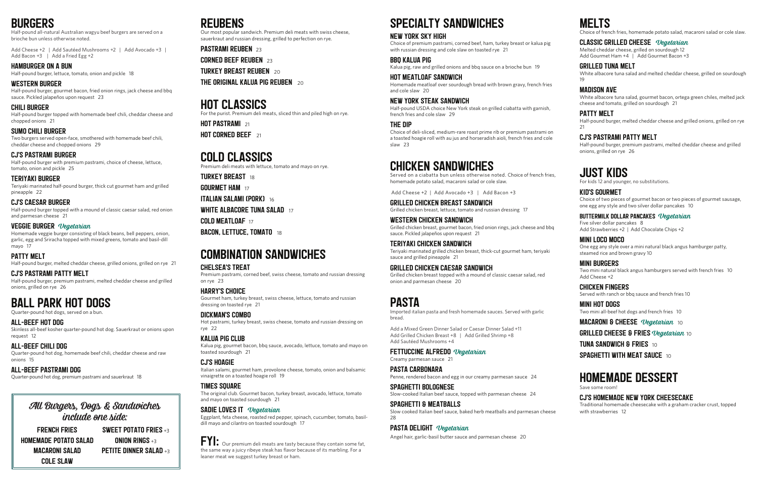# BURGERS

Half-pound all-natural Australian wagyu beef burgers are served on a brioche bun unless otherwise noted.

Add Cheese +2 | Add Sautéed Mushrooms +2 | Add Avocado +3 | Add Bacon +3 | Add a Fried Egg +2

### HAMBURGER ON A BUN
Half-pound burger, lettuce, tomato, onion and pickle 18

### WESTERN BURGER
Half-pound burger, gourmet bacon, fried onion rings, jack cheese and bbq sauce. Pickled jalapeños upon request 23

### CHILI BURGER
Half-pound burger topped with homemade beef chili, cheddar cheese and chopped onions 21

### SUMO CHILI BURGER
Two burgers served open-face, smothered with homemade beef chili, cheddar cheese and chopped onions 29

### CJ'S PASTRAMI BURGER
Half-pound burger with premium pastrami, choice of cheese, lettuce, tomato, onion and pickle 25

### TERIYAKI BURGER
Teriyaki marinated half-pound burger, thick cut gourmet ham and grilled pineapple 22

### CJ'S CAESAR BURGER
Half-pound burger topped with a mound of classic caesar salad, red onion and parmesan cheese 21

### VEGGIE BURGER *Vegetarian*
Homemade veggie burger consisting of black beans, bell peppers, onion, garlic, egg and Sriracha topped with mixed greens, tomato and basil-dill mayo 17

### PATTY MELT
Half-pound burger, melted cheddar cheese, grilled onions, grilled on rye 21

### CJ'S PASTRAMI PATTY MELT
Half-pound burger, premium pastrami, melted cheddar cheese and grilled onions, grilled on rye 26

# BALL PARK HOT DOGS

Quarter-pound hot dogs, served on a bun.

### ALL-BEEF HOT DOG
Skinless all-beef kosher quarter-pound hot dog. Sauerkraut or onions upon request 12

### ALL-BEEF CHILI DOG
Quarter-pound hot dog, homemade beef chili, cheddar cheese and raw onions 15

### ALL-BEEF PASTRAMI DOG
Quarter-pound hot dog, premium pastrami and sauerkraut 18

## *All Burgers, Dogs & Sandwiches include one side:*

- FRENCH FRIES
- HOMEMADE POTATO SALAD
- MACARONI SALAD
- COLE SLAW
- SWEET POTATO FRIES +3
- ONION RINGS +3
- PETITE DINNER SALAD +3

# REUBENS

Our most popular sandwich. Premium deli meats with swiss cheese, sauerkraut and russian dressing, grilled to perfection on rye.

**PASTRAMI REUBEN** 23

**CORNED BEEF REUBEN** 23

**TURKEY BREAST REUBEN** 20

**THE ORIGINAL KALUA PIG REUBEN** 20

# HOT CLASSICS

For the purist. Premium deli meats, sliced thin and piled high on rye.

**HOT PASTRAMI** 21

**HOT CORNED BEEF** 21

# COLD CLASSICS

Premium deli meats with lettuce, tomato and mayo on rye.

**TURKEY BREAST** 18

**GOURMET HAM** 17

**ITALIAN SALAMI (PORK)** 16

**WHITE ALBACORE TUNA SALAD** 17

**COLD MEATLOAF** 17

**BACON, LETTUCE, TOMATO** 18

# COMBINATION SANDWICHES

### CHELSEA'S TREAT
Premium pastrami, corned beef, swiss cheese, tomato and russian dressing on rye 23

### HARRY'S CHOICE
Gourmet ham, turkey breast, swiss cheese, lettuce, tomato and russian dressing on toasted rye 21

### DICKMAN'S COMBO
Hot pastrami, turkey breast, swiss cheese, tomato and russian dressing on rye 22

### KALUA PIG CLUB
Kalua pig, gourmet bacon, bbq sauce, avocado, lettuce, tomato and mayo on toasted sourdough 21

### CJ'S HOAGIE
Italian salami, gourmet ham, provolone cheese, tomato, onion and balsamic vinaigrette on a toasted hoagie roll 19

### TIMES SQUARE
The original club. Gourmet bacon, turkey breast, avocado, lettuce, tomato and mayo on toasted sourdough 21

### SADIE LOVES IT *Vegetarian*
Eggplant, feta cheese, roasted red pepper, spinach, cucumber, tomato, basil-dill mayo and cilantro on toasted sourdough 17

**FYI:** Our premium deli meats are tasty because they contain some fat, the same way a juicy ribeye steak has flavor because of its marbling. For a leaner meat we suggest turkey breast or ham.

# SPECIALTY SANDWICHES

### NEW YORK SKY HIGH
Choice of premium pastrami, corned beef, ham, turkey breast or kalua pig with russian dressing and cole slaw on toasted rye 21

### BBQ KALUA PIG
Kalua pig, raw and grilled onions and bbq sauce on a brioche bun 19

### HOT MEATLOAF SANDWICH
Homemade meatloaf over sourdough bread with brown gravy, french fries and cole slaw 20

### NEW YORK STEAK SANDWICH
Half-pound USDA choice New York steak on grilled ciabatta with garnish, french fries and cole slaw 29

### THE DIP
Choice of deli-sliced, medium-rare roast prime rib or premium pastrami on a toasted hoagie roll with au jus and horseradish aioli, french fries and cole slaw 23

# CHICKEN SANDWICHES

Served on a ciabatta bun unless otherwise noted. Choice of french fries, homemade potato salad, macaroni salad or cole slaw.

Add Cheese +2 | Add Avocado +3 | Add Bacon +3

### GRILLED CHICKEN BREAST SANDWICH
Grilled chicken breast, lettuce, tomato and russian dressing 17

### WESTERN CHICKEN SANDWICH
Grilled chicken breast, gourmet bacon, fried onion rings, jack cheese and bbq sauce. Pickled jalapeños upon request 21

### TERIYAKI CHICKEN SANDWICH
Teriyaki marinated grilled chicken breast, thick-cut gourmet ham, teriyaki sauce and grilled pineapple 21

### GRILLED CHICKEN CAESAR SANDWICH
Grilled chicken breast topped with a mound of classic caesar salad, red onion and parmesan cheese 20

# PASTA

Imported italian pasta and fresh homemade sauces. Served with garlic bread.

Add a Mixed Green Dinner Salad or Caesar Dinner Salad +11
Add Grilled Chicken Breast +8 | Add Grilled Shrimp +8
Add Sautéed Mushrooms +4

### FETTUCCINE ALFREDO *Vegetarian*
Creamy parmesan sauce 21

### PASTA CARBONARA
Penne, rendered bacon and egg in our creamy parmesan sauce 24

### SPAGHETTI BOLOGNESE
Slow-cooked Italian beef sauce, topped with parmesan cheese 24

### SPAGHETTI & MEATBALLS
Slow cooked Italian beef sauce, baked herb meatballs and parmesan cheese 28

### PASTA DELIGHT *Vegetarian*
Angel hair, garlic-basil butter sauce and parmesan cheese 20

# MELTS

Choice of french fries, homemade potato salad, macaroni salad or cole slaw.

### CLASSIC GRILLED CHEESE *Vegetarian*
Melted cheddar cheese, grilled on sourdough 12
Add Gourmet Ham +4 | Add Gourmet Bacon +3

### GRILLED TUNA MELT
White albacore tuna salad and melted cheddar cheese, grilled on sourdough 19

### MADISON AVE
White albacore tuna salad, gourmet bacon, ortega green chiles, melted jack cheese and tomato, grilled on sourdough 21

### PATTY MELT
Half-pound burger, melted cheddar cheese and grilled onions, grilled on rye 21

### CJ'S PASTRAMI PATTY MELT
Half-pound burger, premium pastrami, melted cheddar cheese and grilled onions, grilled on rye 26

# JUST KIDS

For kids 12 and younger, no substitutions.

### KID'S GOURMET
Choice of two pieces of gourmet bacon or two pieces of gourmet sausage, one egg any style and two silver dollar pancakes 10

### BUTTERMILK DOLLAR PANCAKES *Vegetarian*
Five silver dollar pancakes 8
Add Strawberries +2 | Add Chocolate Chips +2

### MINI LOCO MOCO
One egg any style over a mini natural black angus hamburger patty, steamed rice and brown gravy 10

### MINI BURGERS
Two mini natural black angus hamburgers served with french fries 10
Add Cheese +2

### CHICKEN FINGERS
Served with ranch or bbq sauce and french fries 10

### MINI HOT DOGS
Two mini all-beef hot dogs and french fries 10

**MACARONI & CHEESE** *Vegetarian* 10

**GRILLED CHEESE & FRIES** *Vegetarian* 10

**TUNA SANDWICH & FRIES** 10

**SPAGHETTI WITH MEAT SAUCE** 10

# HOMEMADE DESSERT

Save some room!

### CJ'S HOMEMADE NEW YORK CHEESECAKE
Traditional homemade cheesecake with a graham cracker crust, topped with strawberries 12